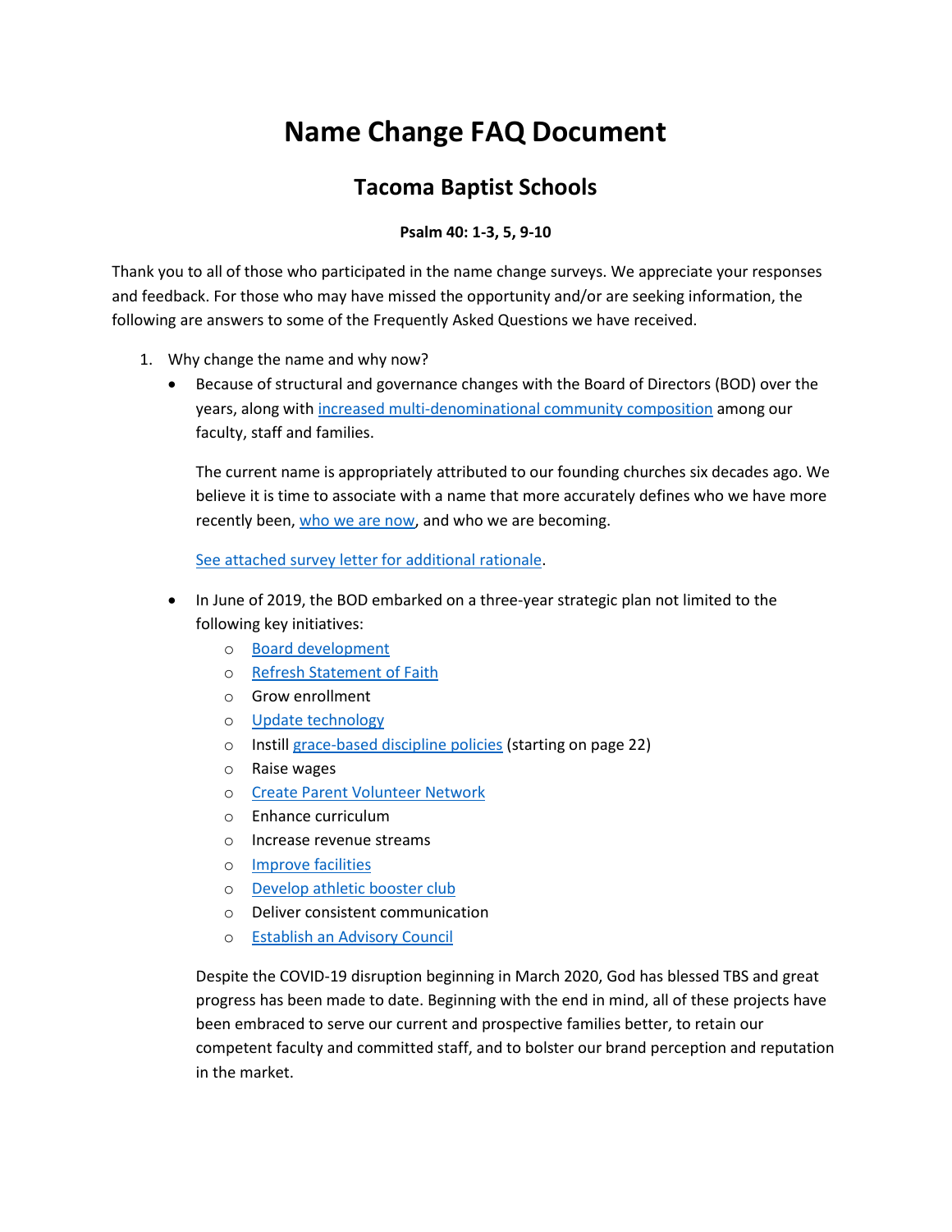# Name Change FAQ Document

## Tacoma Baptist Schools

**Psalm 40: 1-3, 5, 9-10**

Thank you to all of those who participated in the name change surveys. We appreciate your responses and feedback. For those who may have missed the opportunity and/or are seeking information, the following are answers to some of the Frequently Asked Questions we have received.

1. Why change the name and why now?
   - Because of structural and governance changes with the Board of Directors (BOD) over the years, along with increased multi-denominational community composition among our faculty, staff and families.

     The current name is appropriately attributed to our founding churches six decades ago. We believe it is time to associate with a name that more accurately defines who we have more recently been, who we are now, and who we are becoming.

     See attached survey letter for additional rationale.

   - In June of 2019, the BOD embarked on a three-year strategic plan not limited to the following key initiatives:
     - Board development
     - Refresh Statement of Faith
     - Grow enrollment
     - Update technology
     - Instill grace-based discipline policies (starting on page 22)
     - Raise wages
     - Create Parent Volunteer Network
     - Enhance curriculum
     - Increase revenue streams
     - Improve facilities
     - Develop athletic booster club
     - Deliver consistent communication
     - Establish an Advisory Council

     Despite the COVID-19 disruption beginning in March 2020, God has blessed TBS and great progress has been made to date. Beginning with the end in mind, all of these projects have been embraced to serve our current and prospective families better, to retain our competent faculty and committed staff, and to bolster our brand perception and reputation in the market.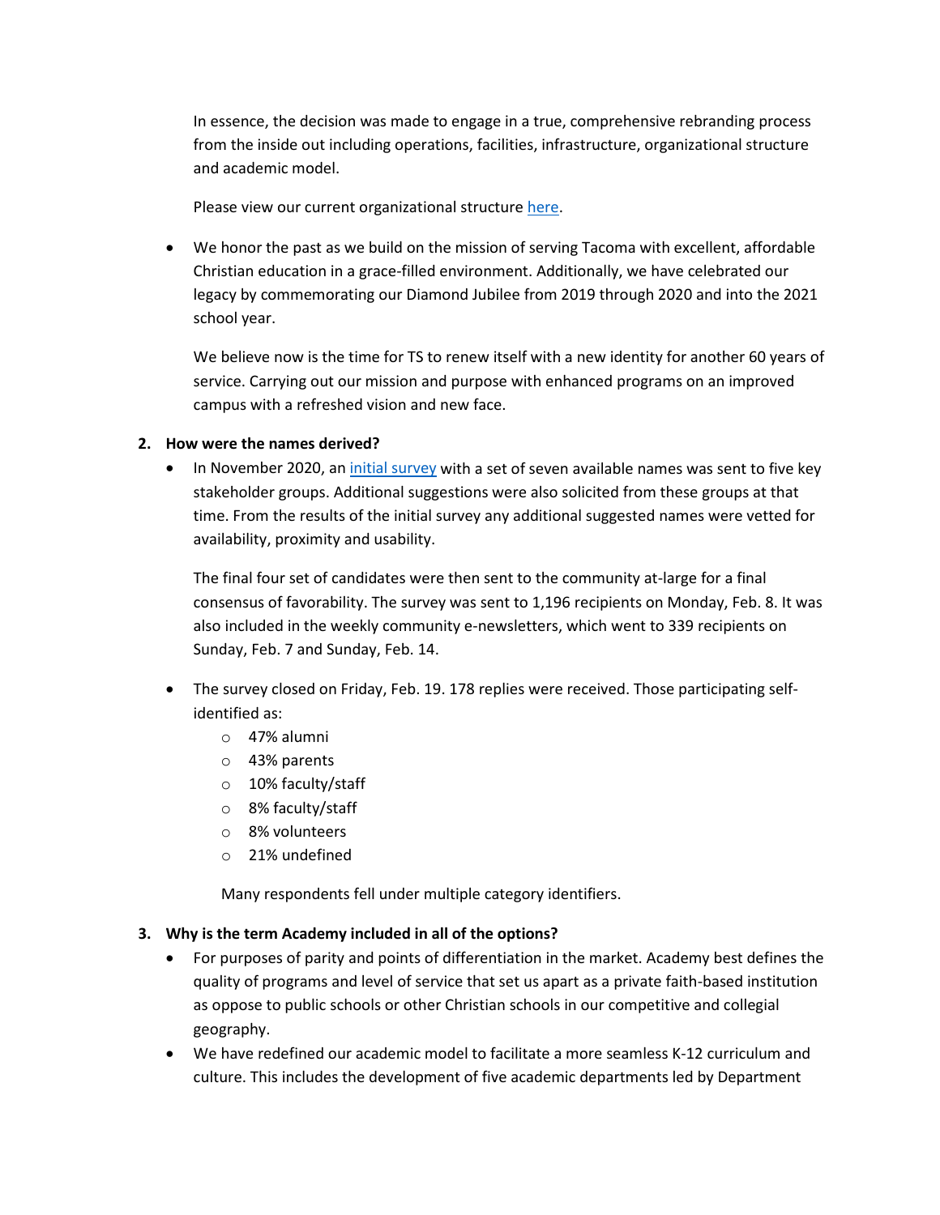In essence, the decision was made to engage in a true, comprehensive rebranding process from the inside out including operations, facilities, infrastructure, organizational structure and academic model.

Please view our current organizational structure here.

- We honor the past as we build on the mission of serving Tacoma with excellent, affordable Christian education in a grace-filled environment. Additionally, we have celebrated our legacy by commemorating our Diamond Jubilee from 2019 through 2020 and into the 2021 school year.

  We believe now is the time for TS to renew itself with a new identity for another 60 years of service. Carrying out our mission and purpose with enhanced programs on an improved campus with a refreshed vision and new face.

**2. How were the names derived?**

- In November 2020, an initial survey with a set of seven available names was sent to five key stakeholder groups. Additional suggestions were also solicited from these groups at that time. From the results of the initial survey any additional suggested names were vetted for availability, proximity and usability.

  The final four set of candidates were then sent to the community at-large for a final consensus of favorability. The survey was sent to 1,196 recipients on Monday, Feb. 8. It was also included in the weekly community e-newsletters, which went to 339 recipients on Sunday, Feb. 7 and Sunday, Feb. 14.

- The survey closed on Friday, Feb. 19. 178 replies were received. Those participating self-identified as:
  - 47% alumni
  - 43% parents
  - 10% faculty/staff
  - 8% faculty/staff
  - 8% volunteers
  - 21% undefined

  Many respondents fell under multiple category identifiers.

**3. Why is the term Academy included in all of the options?**

- For purposes of parity and points of differentiation in the market. Academy best defines the quality of programs and level of service that set us apart as a private faith-based institution as oppose to public schools or other Christian schools in our competitive and collegial geography.
- We have redefined our academic model to facilitate a more seamless K-12 curriculum and culture. This includes the development of five academic departments led by Department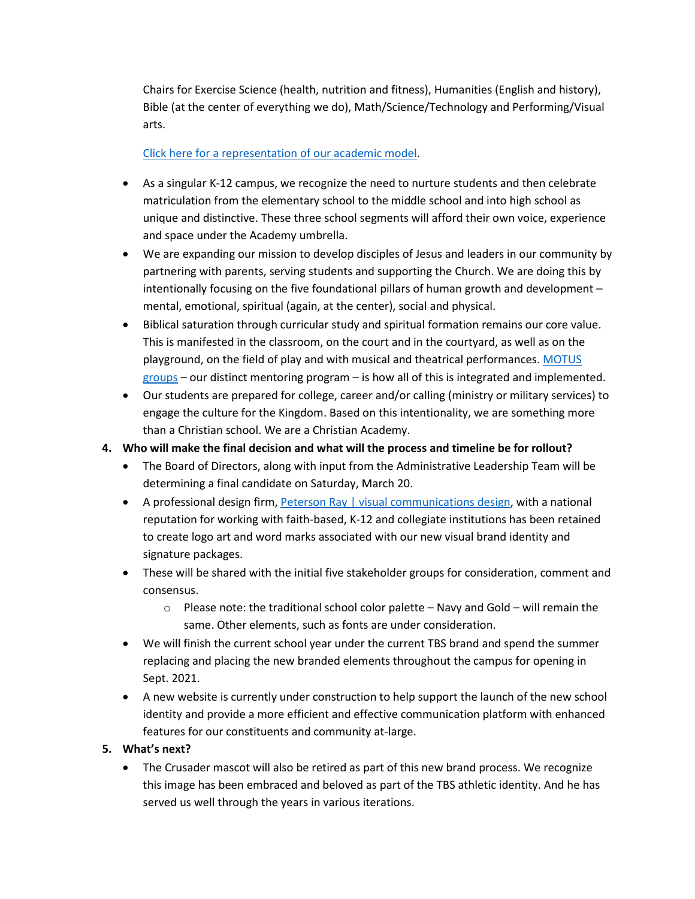Chairs for Exercise Science (health, nutrition and fitness), Humanities (English and history), Bible (at the center of everything we do), Math/Science/Technology and Performing/Visual arts.

Click here for a representation of our academic model.

- As a singular K-12 campus, we recognize the need to nurture students and then celebrate matriculation from the elementary school to the middle school and into high school as unique and distinctive. These three school segments will afford their own voice, experience and space under the Academy umbrella.
- We are expanding our mission to develop disciples of Jesus and leaders in our community by partnering with parents, serving students and supporting the Church. We are doing this by intentionally focusing on the five foundational pillars of human growth and development – mental, emotional, spiritual (again, at the center), social and physical.
- Biblical saturation through curricular study and spiritual formation remains our core value. This is manifested in the classroom, on the court and in the courtyard, as well as on the playground, on the field of play and with musical and theatrical performances. MOTUS groups – our distinct mentoring program – is how all of this is integrated and implemented.
- Our students are prepared for college, career and/or calling (ministry or military services) to engage the culture for the Kingdom. Based on this intentionality, we are something more than a Christian school. We are a Christian Academy.

**4. Who will make the final decision and what will the process and timeline be for rollout?**

- The Board of Directors, along with input from the Administrative Leadership Team will be determining a final candidate on Saturday, March 20.
- A professional design firm, Peterson Ray | visual communications design, with a national reputation for working with faith-based, K-12 and collegiate institutions has been retained to create logo art and word marks associated with our new visual brand identity and signature packages.
- These will be shared with the initial five stakeholder groups for consideration, comment and consensus.
  - Please note: the traditional school color palette – Navy and Gold – will remain the same. Other elements, such as fonts are under consideration.
- We will finish the current school year under the current TBS brand and spend the summer replacing and placing the new branded elements throughout the campus for opening in Sept. 2021.
- A new website is currently under construction to help support the launch of the new school identity and provide a more efficient and effective communication platform with enhanced features for our constituents and community at-large.

**5. What's next?**

- The Crusader mascot will also be retired as part of this new brand process. We recognize this image has been embraced and beloved as part of the TBS athletic identity. And he has served us well through the years in various iterations.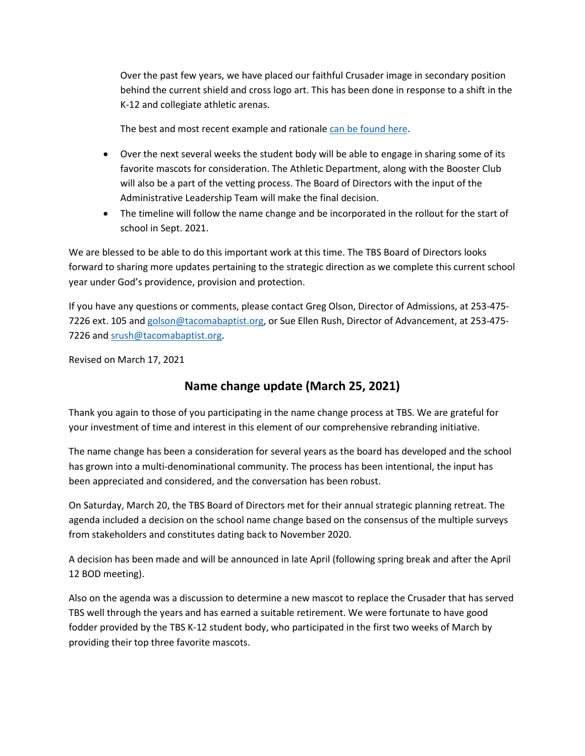Over the past few years, we have placed our faithful Crusader image in secondary position behind the current shield and cross logo art. This has been done in response to a shift in the K-12 and collegiate athletic arenas.

The best and most recent example and rationale [can be found here](#).

- Over the next several weeks the student body will be able to engage in sharing some of its favorite mascots for consideration. The Athletic Department, along with the Booster Club will also be a part of the vetting process. The Board of Directors with the input of the Administrative Leadership Team will make the final decision.
- The timeline will follow the name change and be incorporated in the rollout for the start of school in Sept. 2021.

We are blessed to be able to do this important work at this time. The TBS Board of Directors looks forward to sharing more updates pertaining to the strategic direction as we complete this current school year under God's providence, provision and protection.

If you have any questions or comments, please contact Greg Olson, Director of Admissions, at 253-475-7226 ext. 105 and golson@tacomabaptist.org, or Sue Ellen Rush, Director of Advancement, at 253-475-7226 and srush@tacomabaptist.org.

Revised on March 17, 2021

## Name change update (March 25, 2021)

Thank you again to those of you participating in the name change process at TBS. We are grateful for your investment of time and interest in this element of our comprehensive rebranding initiative.

The name change has been a consideration for several years as the board has developed and the school has grown into a multi-denominational community. The process has been intentional, the input has been appreciated and considered, and the conversation has been robust.

On Saturday, March 20, the TBS Board of Directors met for their annual strategic planning retreat. The agenda included a decision on the school name change based on the consensus of the multiple surveys from stakeholders and constitutes dating back to November 2020.

A decision has been made and will be announced in late April (following spring break and after the April 12 BOD meeting).

Also on the agenda was a discussion to determine a new mascot to replace the Crusader that has served TBS well through the years and has earned a suitable retirement. We were fortunate to have good fodder provided by the TBS K-12 student body, who participated in the first two weeks of March by providing their top three favorite mascots.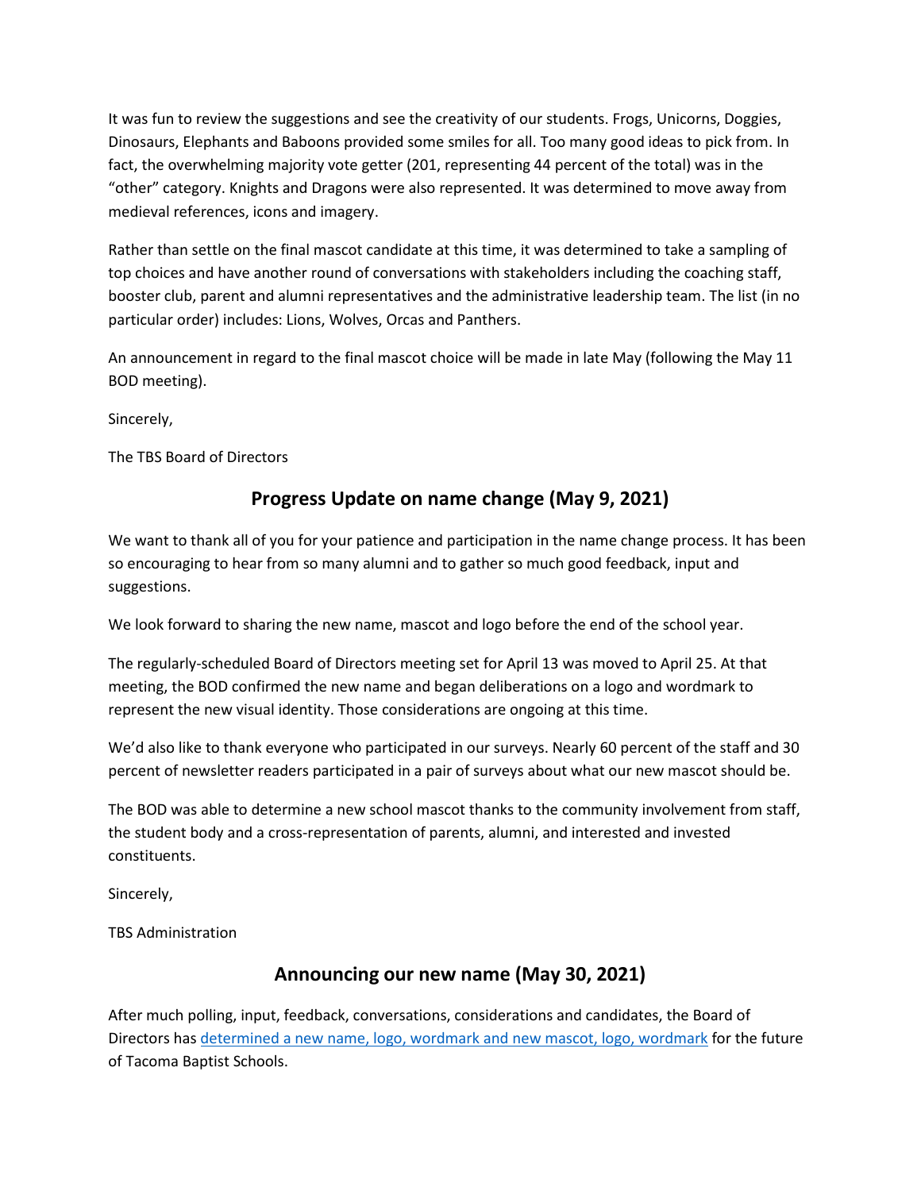It was fun to review the suggestions and see the creativity of our students. Frogs, Unicorns, Doggies, Dinosaurs, Elephants and Baboons provided some smiles for all. Too many good ideas to pick from. In fact, the overwhelming majority vote getter (201, representing 44 percent of the total) was in the "other" category. Knights and Dragons were also represented. It was determined to move away from medieval references, icons and imagery.

Rather than settle on the final mascot candidate at this time, it was determined to take a sampling of top choices and have another round of conversations with stakeholders including the coaching staff, booster club, parent and alumni representatives and the administrative leadership team. The list (in no particular order) includes: Lions, Wolves, Orcas and Panthers.

An announcement in regard to the final mascot choice will be made in late May (following the May 11 BOD meeting).

Sincerely,

The TBS Board of Directors

## Progress Update on name change (May 9, 2021)

We want to thank all of you for your patience and participation in the name change process. It has been so encouraging to hear from so many alumni and to gather so much good feedback, input and suggestions.

We look forward to sharing the new name, mascot and logo before the end of the school year.

The regularly-scheduled Board of Directors meeting set for April 13 was moved to April 25. At that meeting, the BOD confirmed the new name and began deliberations on a logo and wordmark to represent the new visual identity. Those considerations are ongoing at this time.

We'd also like to thank everyone who participated in our surveys. Nearly 60 percent of the staff and 30 percent of newsletter readers participated in a pair of surveys about what our new mascot should be.

The BOD was able to determine a new school mascot thanks to the community involvement from staff, the student body and a cross-representation of parents, alumni, and interested and invested constituents.

Sincerely,

TBS Administration

## Announcing our new name (May 30, 2021)

After much polling, input, feedback, conversations, considerations and candidates, the Board of Directors has determined a new name, logo, wordmark and new mascot, logo, wordmark for the future of Tacoma Baptist Schools.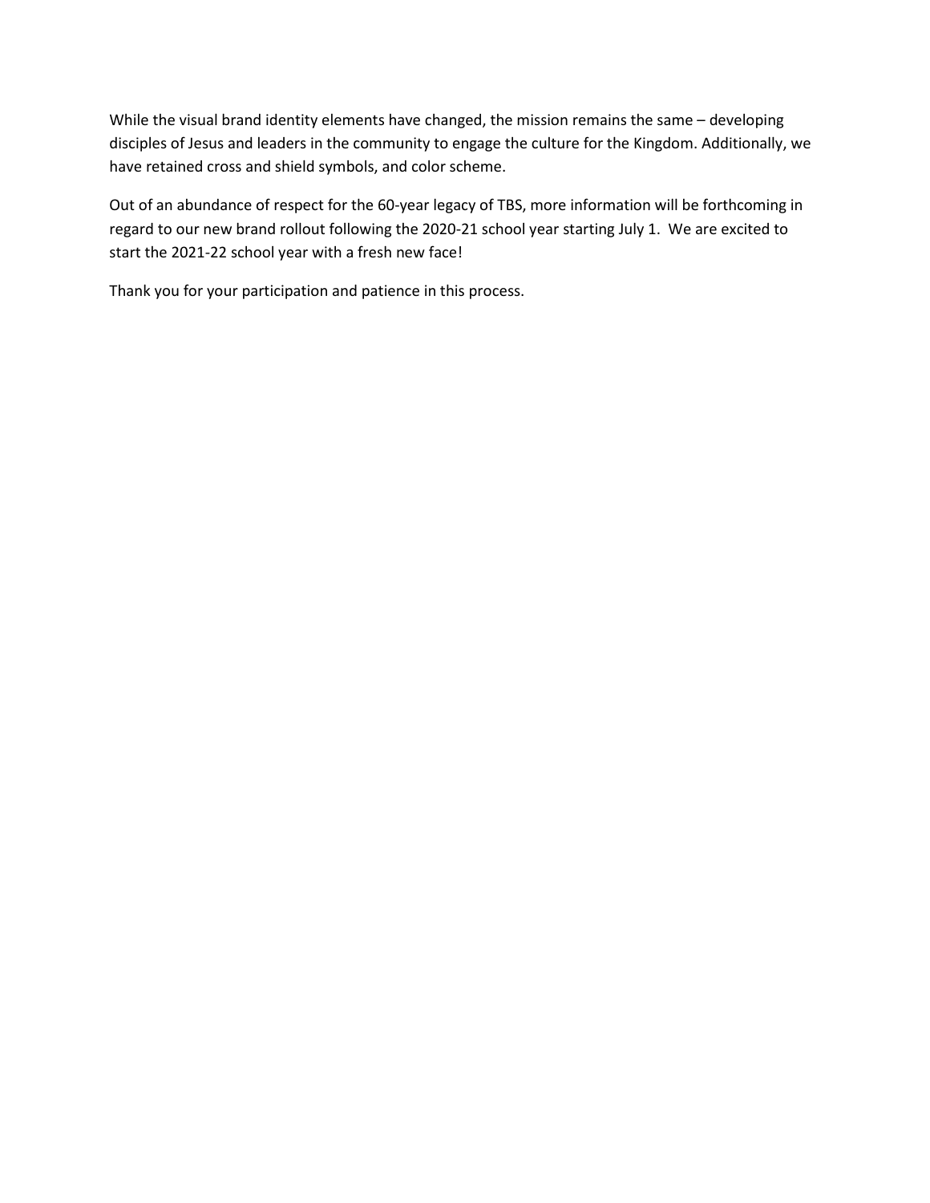While the visual brand identity elements have changed, the mission remains the same – developing disciples of Jesus and leaders in the community to engage the culture for the Kingdom. Additionally, we have retained cross and shield symbols, and color scheme.

Out of an abundance of respect for the 60-year legacy of TBS, more information will be forthcoming in regard to our new brand rollout following the 2020-21 school year starting July 1. We are excited to start the 2021-22 school year with a fresh new face!

Thank you for your participation and patience in this process.